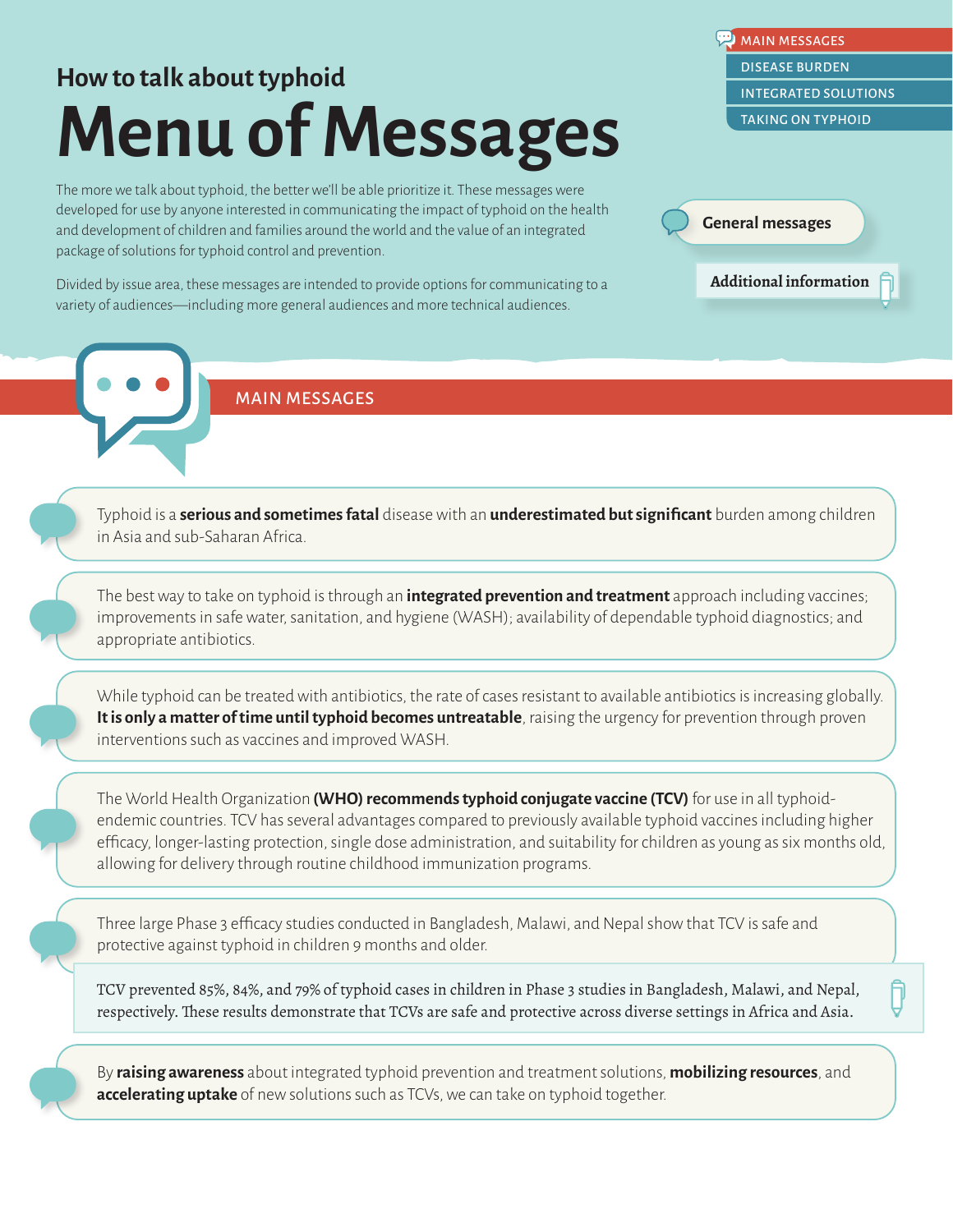## How to talk about typhoid

# Menu of Messages

- MAIN MESSAGES
- DISEASE BURDEN
- INTEGRATED SOLUTIONS
- TAKING ON TYPHOID

The more we talk about typhoid, the better we'll be able prioritize it. These messages were developed for use by anyone interested in communicating the impact of typhoid on the health and development of children and families around the world and the value of an integrated package of solutions for typhoid control and prevention.

Divided by issue area, these messages are intended to provide options for communicating to a variety of audiences—including more general audiences and more technical audiences.

General messages

Additional information

## MAIN MESSAGES

Typhoid is a **serious and sometimes fatal** disease with an **underestimated but significant** burden among children in Asia and sub-Saharan Africa.

The best way to take on typhoid is through an **integrated prevention and treatment** approach including vaccines; improvements in safe water, sanitation, and hygiene (WASH); availability of dependable typhoid diagnostics; and appropriate antibiotics.

While typhoid can be treated with antibiotics, the rate of cases resistant to available antibiotics is increasing globally. **It is only a matter of time until typhoid becomes untreatable**, raising the urgency for prevention through proven interventions such as vaccines and improved WASH.

The World Health Organization **(WHO) recommends typhoid conjugate vaccine (TCV)** for use in all typhoid-endemic countries. TCV has several advantages compared to previously available typhoid vaccines including higher efficacy, longer-lasting protection, single dose administration, and suitability for children as young as six months old, allowing for delivery through routine childhood immunization programs.

Three large Phase 3 efficacy studies conducted in Bangladesh, Malawi, and Nepal show that TCV is safe and protective against typhoid in children 9 months and older.

TCV prevented 85%, 84%, and 79% of typhoid cases in children in Phase 3 studies in Bangladesh, Malawi, and Nepal, respectively. These results demonstrate that TCVs are safe and protective across diverse settings in Africa and Asia.

By **raising awareness** about integrated typhoid prevention and treatment solutions, **mobilizing resources**, and **accelerating uptake** of new solutions such as TCVs, we can take on typhoid together.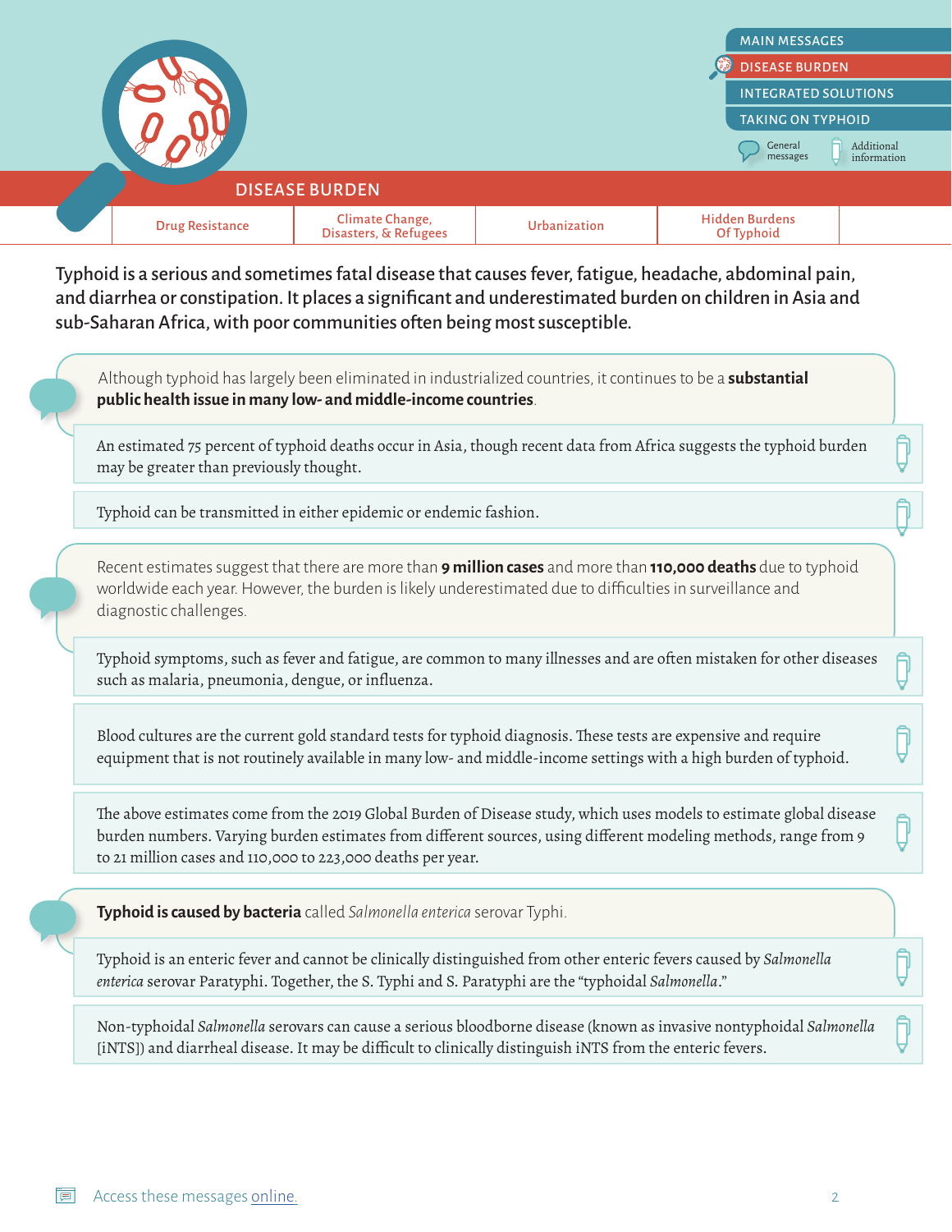# DISEASE BURDEN

Drug Resistance | Climate Change, Disasters, & Refugees | Urbanization | Hidden Burdens Of Typhoid

Typhoid is a serious and sometimes fatal disease that causes fever, fatigue, headache, abdominal pain, and diarrhea or constipation. It places a significant and underestimated burden on children in Asia and sub-Saharan Africa, with poor communities often being most susceptible.

Although typhoid has largely been eliminated in industrialized countries, it continues to be a **substantial public health issue in many low- and middle-income countries**.

An estimated 75 percent of typhoid deaths occur in Asia, though recent data from Africa suggests the typhoid burden may be greater than previously thought.

Typhoid can be transmitted in either epidemic or endemic fashion.

Recent estimates suggest that there are more than **9 million cases** and more than **110,000 deaths** due to typhoid worldwide each year. However, the burden is likely underestimated due to difficulties in surveillance and diagnostic challenges.

Typhoid symptoms, such as fever and fatigue, are common to many illnesses and are often mistaken for other diseases such as malaria, pneumonia, dengue, or influenza.

Blood cultures are the current gold standard tests for typhoid diagnosis. These tests are expensive and require equipment that is not routinely available in many low- and middle-income settings with a high burden of typhoid.

The above estimates come from the 2019 Global Burden of Disease study, which uses models to estimate global disease burden numbers. Varying burden estimates from different sources, using different modeling methods, range from 9 to 21 million cases and 110,000 to 223,000 deaths per year.

**Typhoid is caused by bacteria** called *Salmonella enterica* serovar Typhi.

Typhoid is an enteric fever and cannot be clinically distinguished from other enteric fevers caused by *Salmonella enterica* serovar Paratyphi. Together, the S. Typhi and S. Paratyphi are the "typhoidal *Salmonella*."

Non-typhoidal *Salmonella* serovars can cause a serious bloodborne disease (known as invasive nontyphoidal *Salmonella* [iNTS]) and diarrheal disease. It may be difficult to clinically distinguish iNTS from the enteric fevers.

Access these messages online.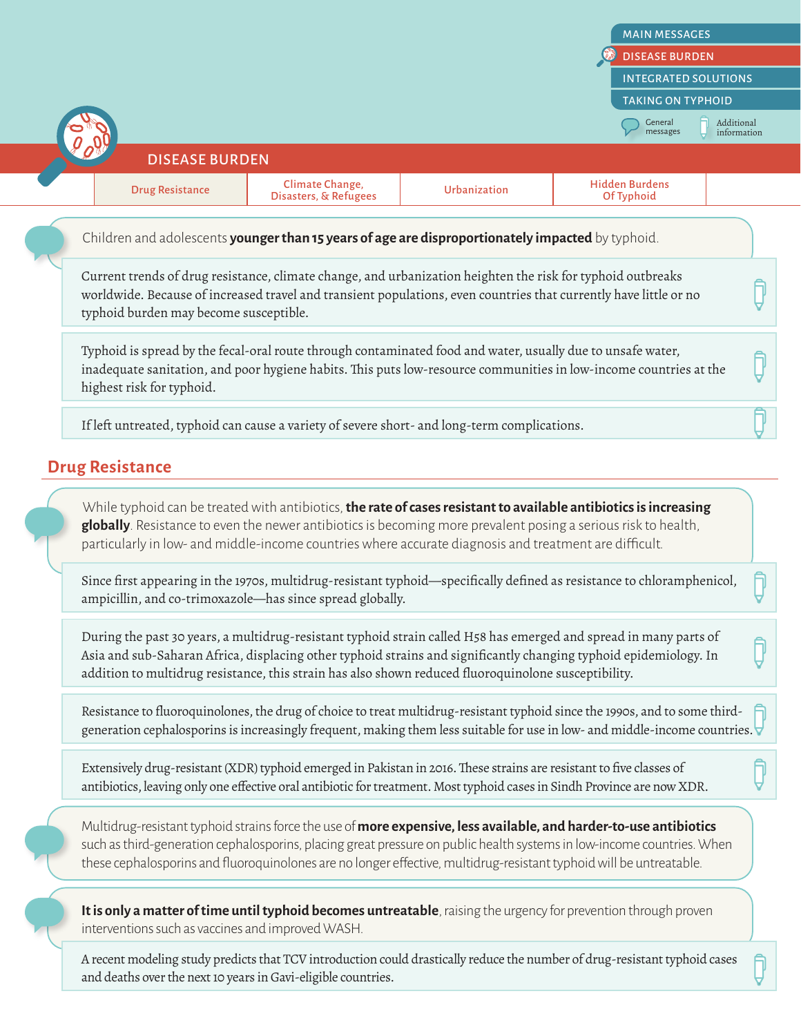# DISEASE BURDEN

Drug Resistance | Climate Change, Disasters, & Refugees | Urbanization | Hidden Burdens Of Typhoid

Children and adolescents **younger than 15 years of age are disproportionately impacted** by typhoid.

Current trends of drug resistance, climate change, and urbanization heighten the risk for typhoid outbreaks worldwide. Because of increased travel and transient populations, even countries that currently have little or no typhoid burden may become susceptible.

Typhoid is spread by the fecal-oral route through contaminated food and water, usually due to unsafe water, inadequate sanitation, and poor hygiene habits. This puts low-resource communities in low-income countries at the highest risk for typhoid.

If left untreated, typhoid can cause a variety of severe short- and long-term complications.

## Drug Resistance

While typhoid can be treated with antibiotics, **the rate of cases resistant to available antibiotics is increasing globally**. Resistance to even the newer antibiotics is becoming more prevalent posing a serious risk to health, particularly in low- and middle-income countries where accurate diagnosis and treatment are difficult.

Since first appearing in the 1970s, multidrug-resistant typhoid—specifically defined as resistance to chloramphenicol, ampicillin, and co-trimoxazole—has since spread globally.

During the past 30 years, a multidrug-resistant typhoid strain called H58 has emerged and spread in many parts of Asia and sub-Saharan Africa, displacing other typhoid strains and significantly changing typhoid epidemiology. In addition to multidrug resistance, this strain has also shown reduced fluoroquinolone susceptibility.

Resistance to fluoroquinolones, the drug of choice to treat multidrug-resistant typhoid since the 1990s, and to some third-generation cephalosporins is increasingly frequent, making them less suitable for use in low- and middle-income countries.

Extensively drug-resistant (XDR) typhoid emerged in Pakistan in 2016. These strains are resistant to five classes of antibiotics, leaving only one effective oral antibiotic for treatment. Most typhoid cases in Sindh Province are now XDR.

Multidrug-resistant typhoid strains force the use of **more expensive, less available, and harder-to-use antibiotics** such as third-generation cephalosporins, placing great pressure on public health systems in low-income countries. When these cephalosporins and fluoroquinolones are no longer effective, multidrug-resistant typhoid will be untreatable.

**It is only a matter of time until typhoid becomes untreatable**, raising the urgency for prevention through proven interventions such as vaccines and improved WASH.

A recent modeling study predicts that TCV introduction could drastically reduce the number of drug-resistant typhoid cases and deaths over the next 10 years in Gavi-eligible countries.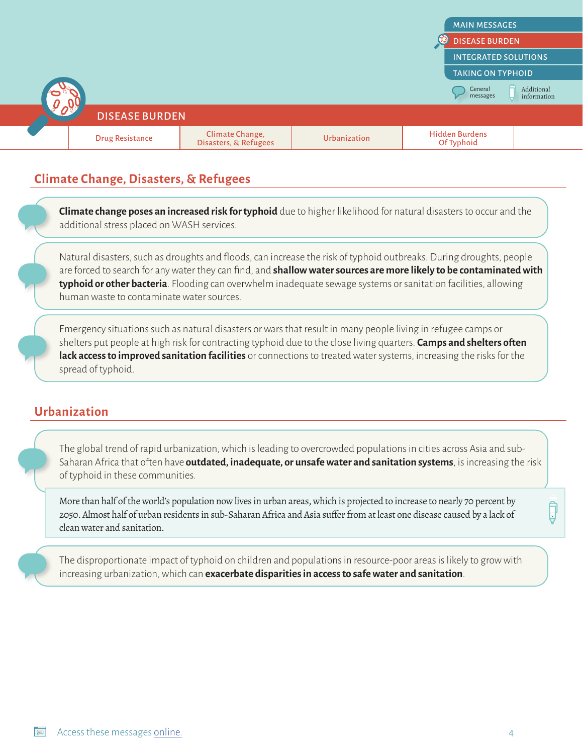## Climate Change, Disasters, & Refugees

**Climate change poses an increased risk for typhoid** due to higher likelihood for natural disasters to occur and the additional stress placed on WASH services.

Natural disasters, such as droughts and floods, can increase the risk of typhoid outbreaks. During droughts, people are forced to search for any water they can find, and **shallow water sources are more likely to be contaminated with typhoid or other bacteria**. Flooding can overwhelm inadequate sewage systems or sanitation facilities, allowing human waste to contaminate water sources.

Emergency situations such as natural disasters or wars that result in many people living in refugee camps or shelters put people at high risk for contracting typhoid due to the close living quarters. **Camps and shelters often lack access to improved sanitation facilities** or connections to treated water systems, increasing the risks for the spread of typhoid.

## Urbanization

The global trend of rapid urbanization, which is leading to overcrowded populations in cities across Asia and sub-Saharan Africa that often have **outdated, inadequate, or unsafe water and sanitation systems**, is increasing the risk of typhoid in these communities.

More than half of the world's population now lives in urban areas, which is projected to increase to nearly 70 percent by 2050. Almost half of urban residents in sub-Saharan Africa and Asia suffer from at least one disease caused by a lack of clean water and sanitation.

The disproportionate impact of typhoid on children and populations in resource-poor areas is likely to grow with increasing urbanization, which can **exacerbate disparities in access to safe water and sanitation**.

Access these messages online.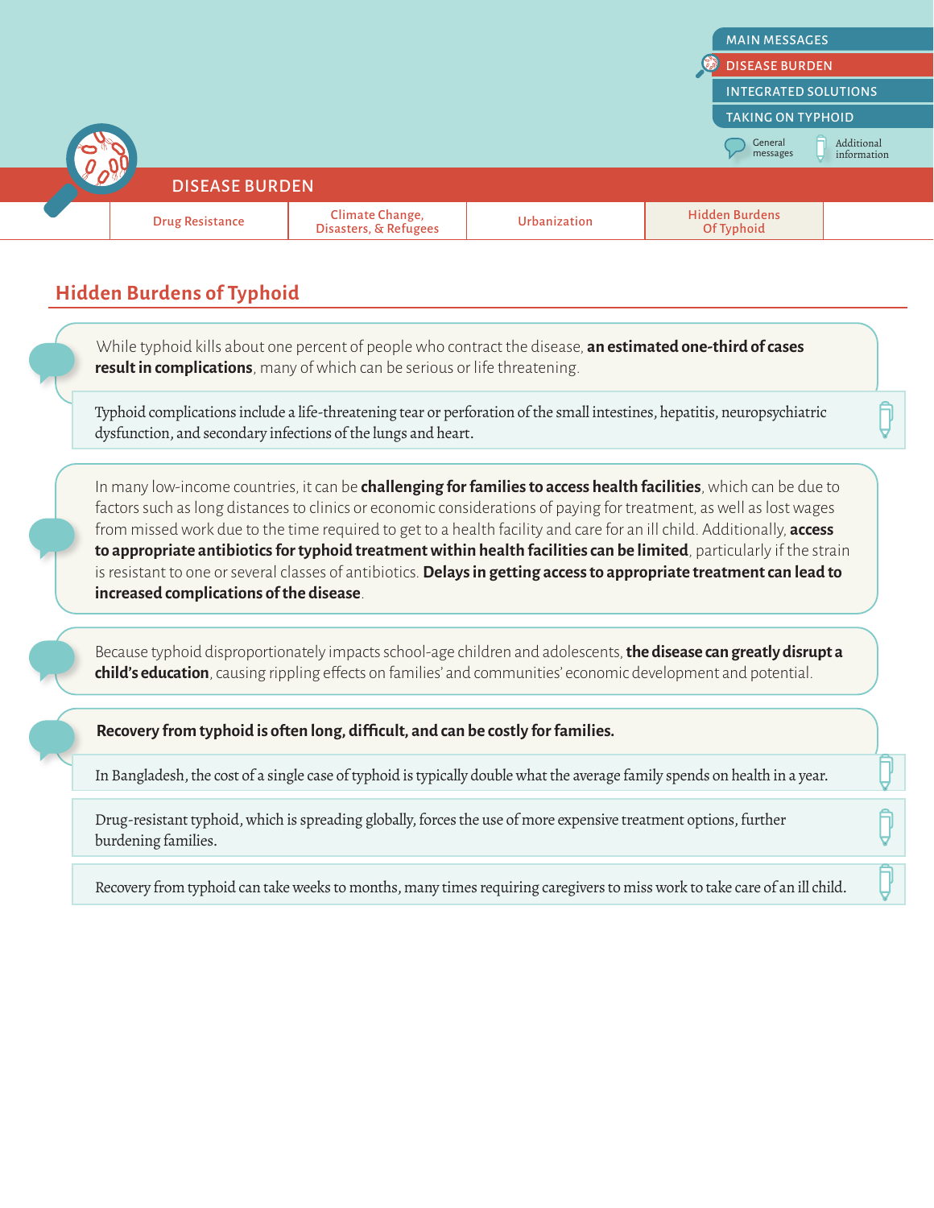## Hidden Burdens of Typhoid

While typhoid kills about one percent of people who contract the disease, **an estimated one-third of cases result in complications**, many of which can be serious or life threatening.

Typhoid complications include a life-threatening tear or perforation of the small intestines, hepatitis, neuropsychiatric dysfunction, and secondary infections of the lungs and heart.

In many low-income countries, it can be **challenging for families to access health facilities**, which can be due to factors such as long distances to clinics or economic considerations of paying for treatment, as well as lost wages from missed work due to the time required to get to a health facility and care for an ill child. Additionally, **access to appropriate antibiotics for typhoid treatment within health facilities can be limited**, particularly if the strain is resistant to one or several classes of antibiotics. **Delays in getting access to appropriate treatment can lead to increased complications of the disease**.

Because typhoid disproportionately impacts school-age children and adolescents, **the disease can greatly disrupt a child's education**, causing rippling effects on families' and communities' economic development and potential.

**Recovery from typhoid is often long, difficult, and can be costly for families.**

In Bangladesh, the cost of a single case of typhoid is typically double what the average family spends on health in a year.

Drug-resistant typhoid, which is spreading globally, forces the use of more expensive treatment options, further burdening families.

Recovery from typhoid can take weeks to months, many times requiring caregivers to miss work to take care of an ill child.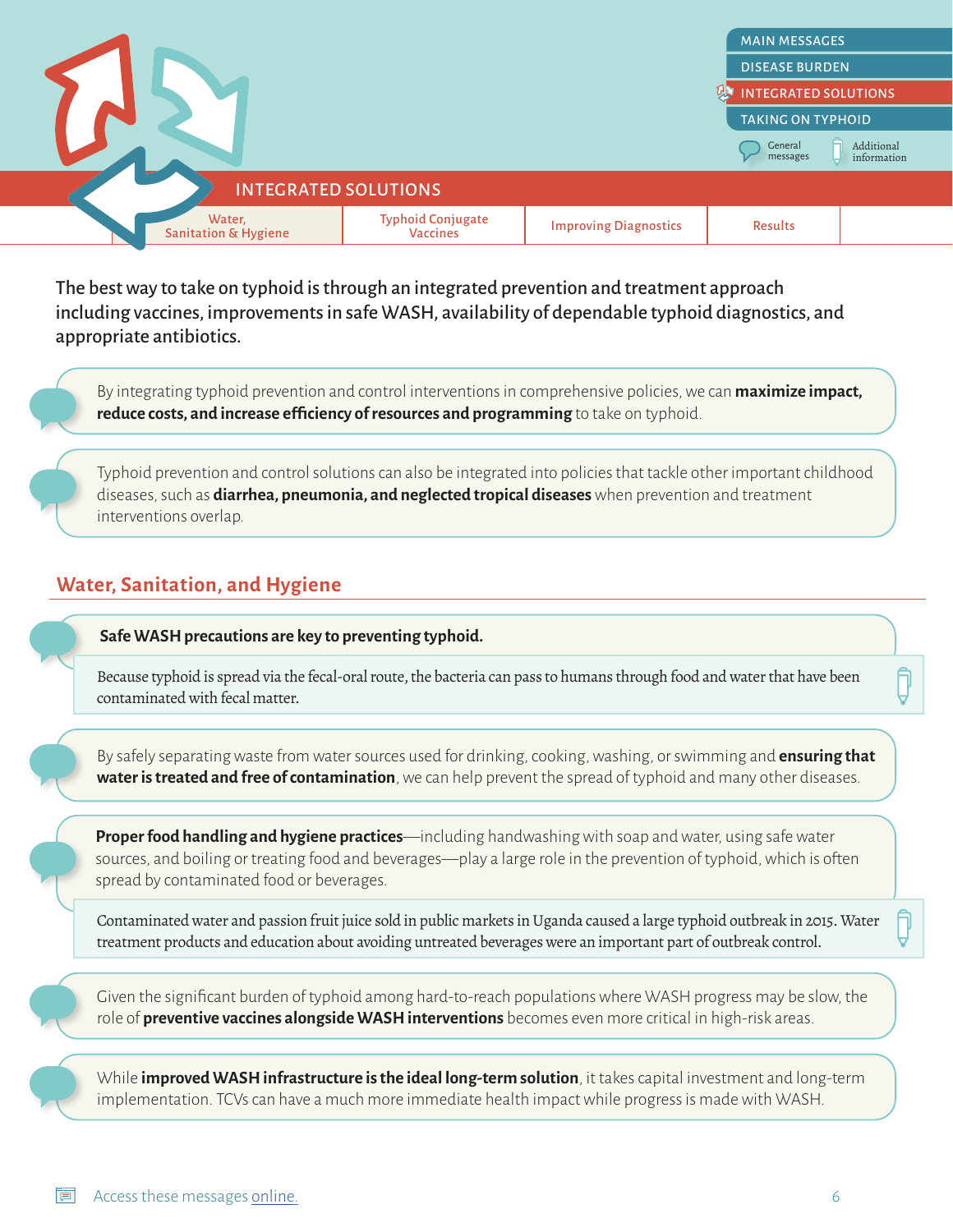# INTEGRATED SOLUTIONS

The best way to take on typhoid is through an integrated prevention and treatment approach including vaccines, improvements in safe WASH, availability of dependable typhoid diagnostics, and appropriate antibiotics.

By integrating typhoid prevention and control interventions in comprehensive policies, we can **maximize impact, reduce costs, and increase efficiency of resources and programming** to take on typhoid.

Typhoid prevention and control solutions can also be integrated into policies that tackle other important childhood diseases, such as **diarrhea, pneumonia, and neglected tropical diseases** when prevention and treatment interventions overlap.

## Water, Sanitation, and Hygiene

**Safe WASH precautions are key to preventing typhoid.**

Because typhoid is spread via the fecal-oral route, the bacteria can pass to humans through food and water that have been contaminated with fecal matter.

By safely separating waste from water sources used for drinking, cooking, washing, or swimming and **ensuring that water is treated and free of contamination**, we can help prevent the spread of typhoid and many other diseases.

**Proper food handling and hygiene practices**—including handwashing with soap and water, using safe water sources, and boiling or treating food and beverages—play a large role in the prevention of typhoid, which is often spread by contaminated food or beverages.

Contaminated water and passion fruit juice sold in public markets in Uganda caused a large typhoid outbreak in 2015. Water treatment products and education about avoiding untreated beverages were an important part of outbreak control.

Given the significant burden of typhoid among hard-to-reach populations where WASH progress may be slow, the role of **preventive vaccines alongside WASH interventions** becomes even more critical in high-risk areas.

While **improved WASH infrastructure is the ideal long-term solution**, it takes capital investment and long-term implementation. TCVs can have a much more immediate health impact while progress is made with WASH.

Access these messages online.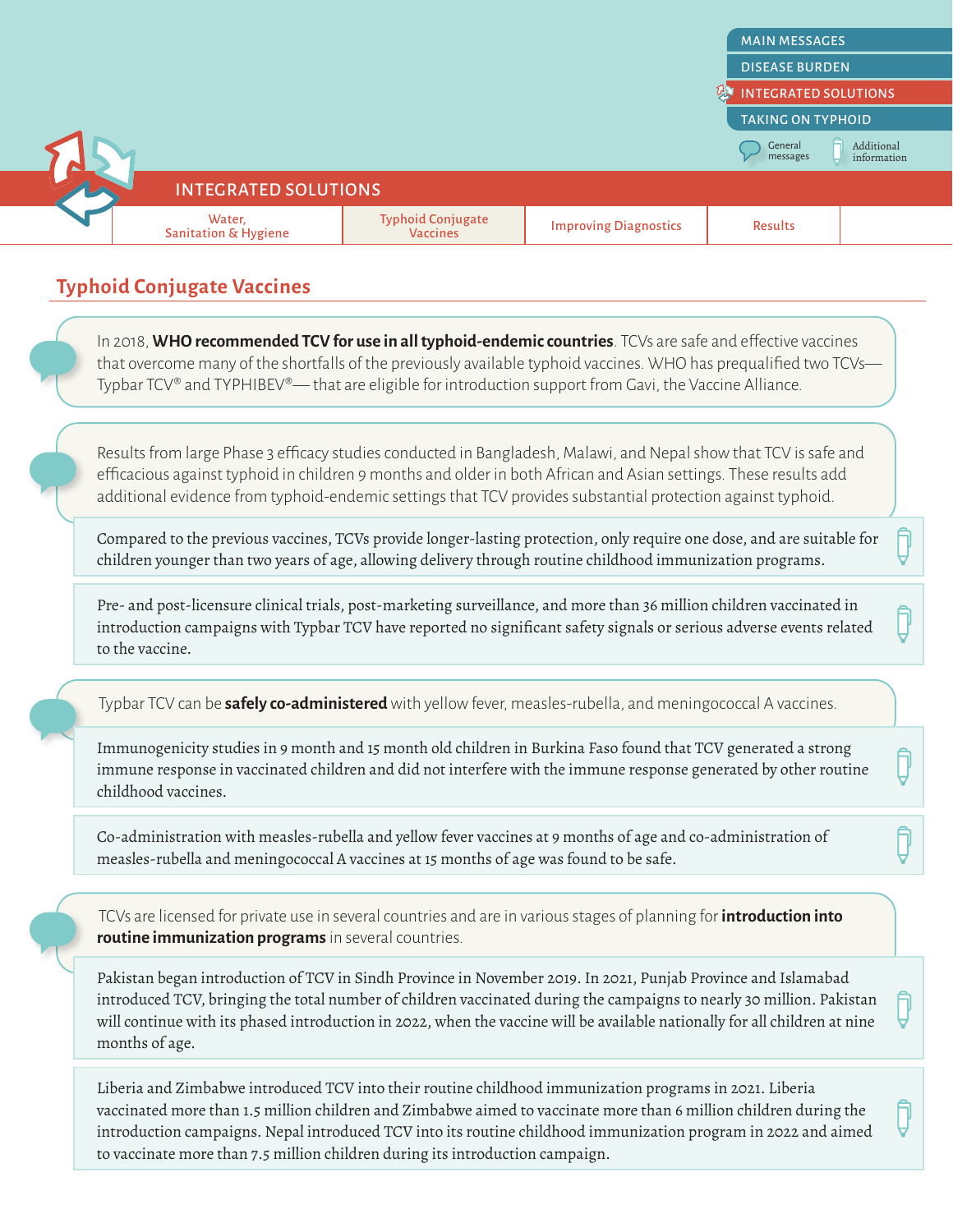## Typhoid Conjugate Vaccines

In 2018, **WHO recommended TCV for use in all typhoid-endemic countries**. TCVs are safe and effective vaccines that overcome many of the shortfalls of the previously available typhoid vaccines. WHO has prequalified two TCVs—Typbar TCV® and TYPHIBEV®—that are eligible for introduction support from Gavi, the Vaccine Alliance.

Results from large Phase 3 efficacy studies conducted in Bangladesh, Malawi, and Nepal show that TCV is safe and efficacious against typhoid in children 9 months and older in both African and Asian settings. These results add additional evidence from typhoid-endemic settings that TCV provides substantial protection against typhoid.

Compared to the previous vaccines, TCVs provide longer-lasting protection, only require one dose, and are suitable for children younger than two years of age, allowing delivery through routine childhood immunization programs.

Pre- and post-licensure clinical trials, post-marketing surveillance, and more than 36 million children vaccinated in introduction campaigns with Typbar TCV have reported no significant safety signals or serious adverse events related to the vaccine.

Typbar TCV can be **safely co-administered** with yellow fever, measles-rubella, and meningococcal A vaccines.

Immunogenicity studies in 9 month and 15 month old children in Burkina Faso found that TCV generated a strong immune response in vaccinated children and did not interfere with the immune response generated by other routine childhood vaccines.

Co-administration with measles-rubella and yellow fever vaccines at 9 months of age and co-administration of measles-rubella and meningococcal A vaccines at 15 months of age was found to be safe.

TCVs are licensed for private use in several countries and are in various stages of planning for **introduction into routine immunization programs** in several countries.

Pakistan began introduction of TCV in Sindh Province in November 2019. In 2021, Punjab Province and Islamabad introduced TCV, bringing the total number of children vaccinated during the campaigns to nearly 30 million. Pakistan will continue with its phased introduction in 2022, when the vaccine will be available nationally for all children at nine months of age.

Liberia and Zimbabwe introduced TCV into their routine childhood immunization programs in 2021. Liberia vaccinated more than 1.5 million children and Zimbabwe aimed to vaccinate more than 6 million children during the introduction campaigns. Nepal introduced TCV into its routine childhood immunization program in 2022 and aimed to vaccinate more than 7.5 million children during its introduction campaign.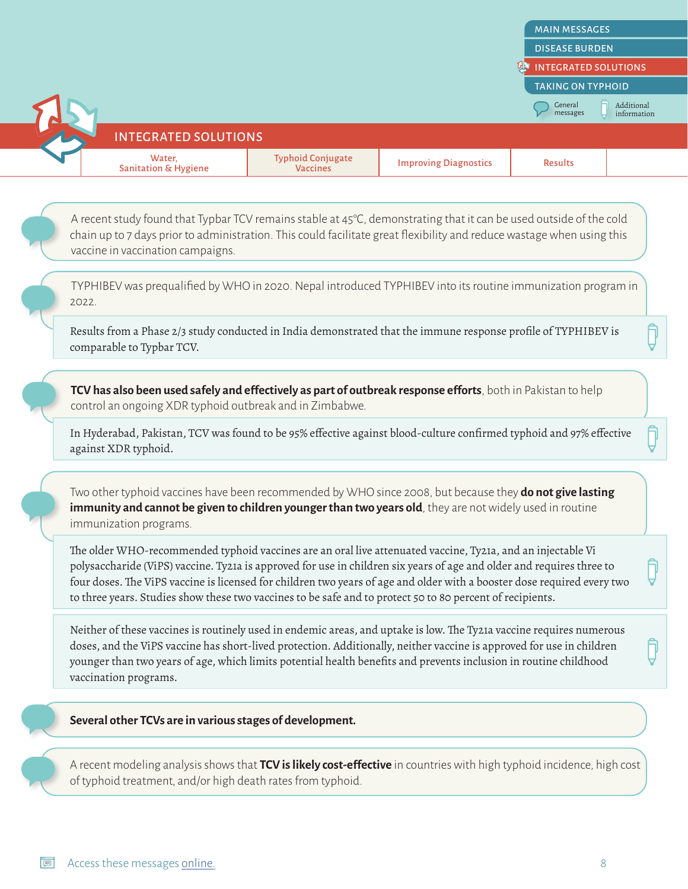## INTEGRATED SOLUTIONS

A recent study found that Typbar TCV remains stable at 45℃, demonstrating that it can be used outside of the cold chain up to 7 days prior to administration. This could facilitate great flexibility and reduce wastage when using this vaccine in vaccination campaigns.

TYPHIBEV was prequalified by WHO in 2020. Nepal introduced TYPHIBEV into its routine immunization program in 2022.

Results from a Phase 2/3 study conducted in India demonstrated that the immune response profile of TYPHIBEV is comparable to Typbar TCV.

**TCV has also been used safely and effectively as part of outbreak response efforts**, both in Pakistan to help control an ongoing XDR typhoid outbreak and in Zimbabwe.

In Hyderabad, Pakistan, TCV was found to be 95% effective against blood-culture confirmed typhoid and 97% effective against XDR typhoid.

Two other typhoid vaccines have been recommended by WHO since 2008, but because they **do not give lasting immunity and cannot be given to children younger than two years old**, they are not widely used in routine immunization programs.

The older WHO-recommended typhoid vaccines are an oral live attenuated vaccine, Ty21a, and an injectable Vi polysaccharide (ViPS) vaccine. Ty21a is approved for use in children six years of age and older and requires three to four doses. The ViPS vaccine is licensed for children two years of age and older with a booster dose required every two to three years. Studies show these two vaccines to be safe and to protect 50 to 80 percent of recipients.

Neither of these vaccines is routinely used in endemic areas, and uptake is low. The Ty21a vaccine requires numerous doses, and the ViPS vaccine has short-lived protection. Additionally, neither vaccine is approved for use in children younger than two years of age, which limits potential health benefits and prevents inclusion in routine childhood vaccination programs.

**Several other TCVs are in various stages of development.**

A recent modeling analysis shows that **TCV is likely cost-effective** in countries with high typhoid incidence, high cost of typhoid treatment, and/or high death rates from typhoid.

Access these messages online.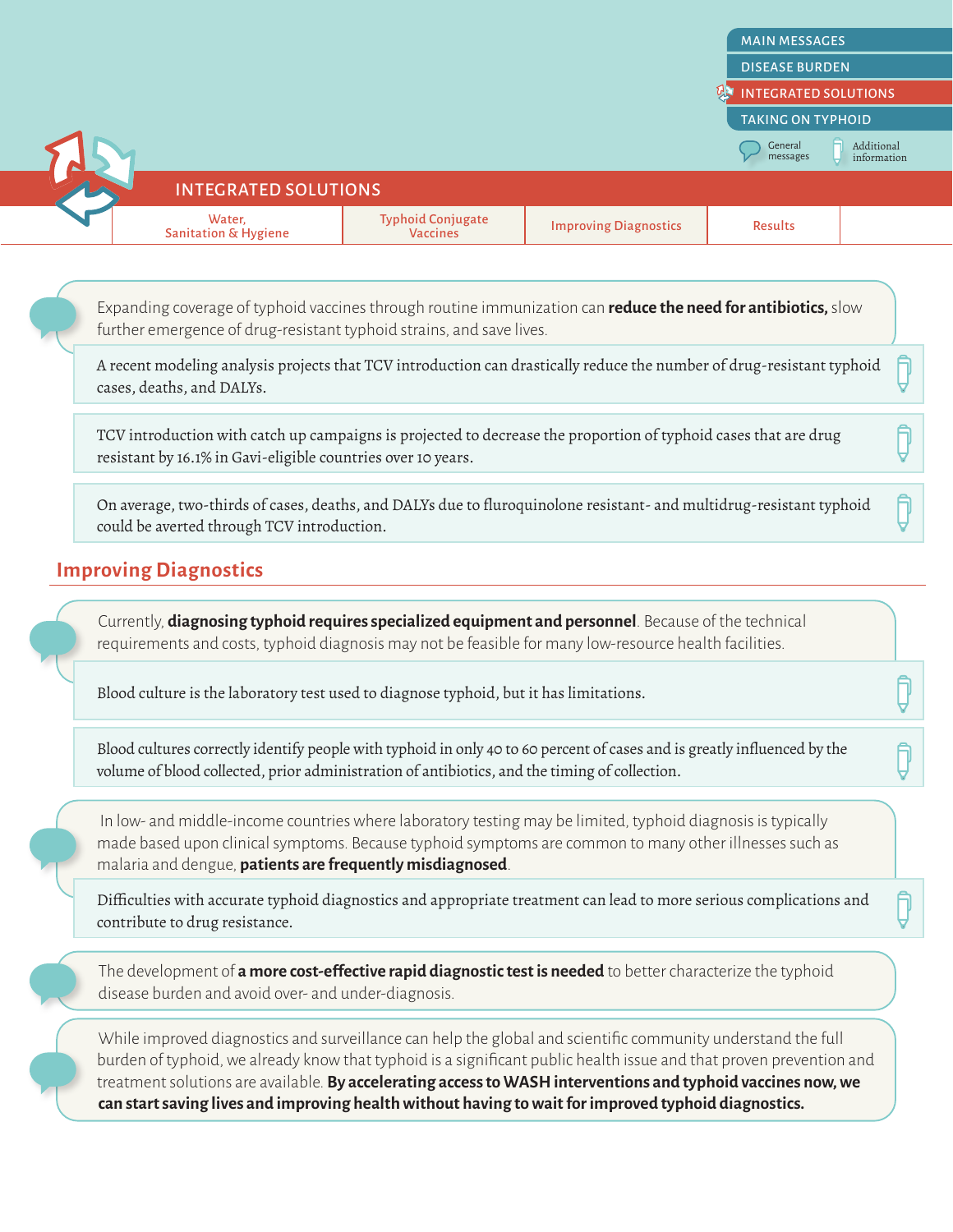## INTEGRATED SOLUTIONS

Expanding coverage of typhoid vaccines through routine immunization can **reduce the need for antibiotics,** slow further emergence of drug-resistant typhoid strains, and save lives.

A recent modeling analysis projects that TCV introduction can drastically reduce the number of drug-resistant typhoid cases, deaths, and DALYs.

TCV introduction with catch up campaigns is projected to decrease the proportion of typhoid cases that are drug resistant by 16.1% in Gavi-eligible countries over 10 years.

On average, two-thirds of cases, deaths, and DALYs due to fluroquinolone resistant- and multidrug-resistant typhoid could be averted through TCV introduction.

## Improving Diagnostics

Currently, **diagnosing typhoid requires specialized equipment and personnel**. Because of the technical requirements and costs, typhoid diagnosis may not be feasible for many low-resource health facilities.

Blood culture is the laboratory test used to diagnose typhoid, but it has limitations.

Blood cultures correctly identify people with typhoid in only 40 to 60 percent of cases and is greatly influenced by the volume of blood collected, prior administration of antibiotics, and the timing of collection.

In low- and middle-income countries where laboratory testing may be limited, typhoid diagnosis is typically made based upon clinical symptoms. Because typhoid symptoms are common to many other illnesses such as malaria and dengue, **patients are frequently misdiagnosed**.

Difficulties with accurate typhoid diagnostics and appropriate treatment can lead to more serious complications and contribute to drug resistance.

The development of **a more cost-effective rapid diagnostic test is needed** to better characterize the typhoid disease burden and avoid over- and under-diagnosis.

While improved diagnostics and surveillance can help the global and scientific community understand the full burden of typhoid, we already know that typhoid is a significant public health issue and that proven prevention and treatment solutions are available. **By accelerating access to WASH interventions and typhoid vaccines now, we can start saving lives and improving health without having to wait for improved typhoid diagnostics.**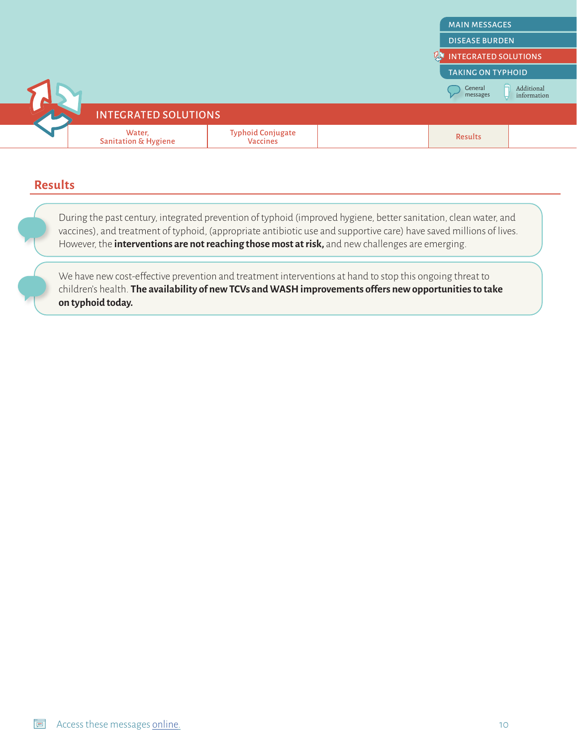## INTEGRATED SOLUTIONS

## Results

During the past century, integrated prevention of typhoid (improved hygiene, better sanitation, clean water, and vaccines), and treatment of typhoid, (appropriate antibiotic use and supportive care) have saved millions of lives. However, the **interventions are not reaching those most at risk,** and new challenges are emerging.

We have new cost-effective prevention and treatment interventions at hand to stop this ongoing threat to children's health. **The availability of new TCVs and WASH improvements offers new opportunities to take on typhoid today.**

Access these messages online.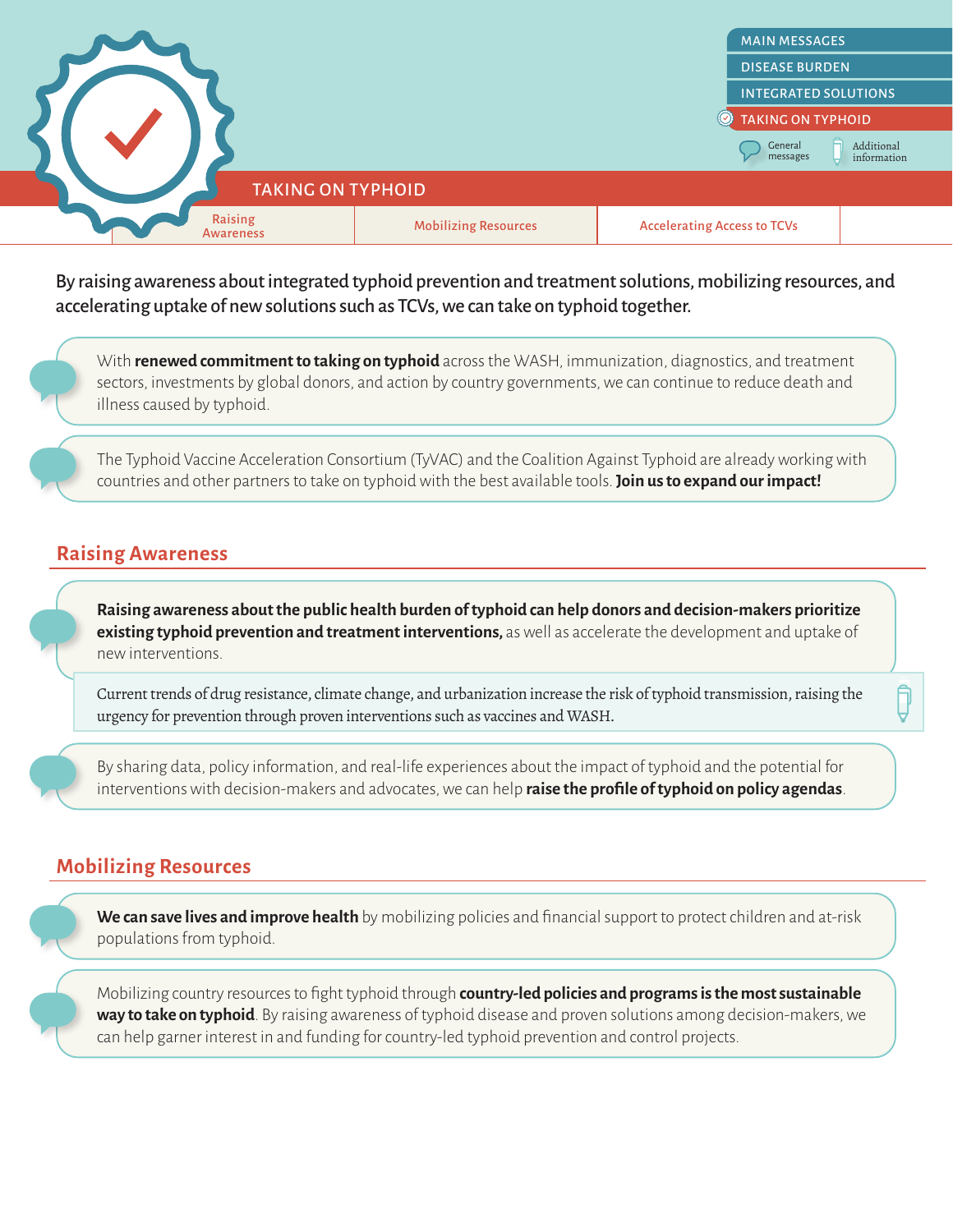# TAKING ON TYPHOID

By raising awareness about integrated typhoid prevention and treatment solutions, mobilizing resources, and accelerating uptake of new solutions such as TCVs, we can take on typhoid together.

With **renewed commitment to taking on typhoid** across the WASH, immunization, diagnostics, and treatment sectors, investments by global donors, and action by country governments, we can continue to reduce death and illness caused by typhoid.

The Typhoid Vaccine Acceleration Consortium (TyVAC) and the Coalition Against Typhoid are already working with countries and other partners to take on typhoid with the best available tools. **Join us to expand our impact!**

## Raising Awareness

**Raising awareness about the public health burden of typhoid can help donors and decision-makers prioritize existing typhoid prevention and treatment interventions,** as well as accelerate the development and uptake of new interventions.

Current trends of drug resistance, climate change, and urbanization increase the risk of typhoid transmission, raising the urgency for prevention through proven interventions such as vaccines and WASH.

By sharing data, policy information, and real-life experiences about the impact of typhoid and the potential for interventions with decision-makers and advocates, we can help **raise the profile of typhoid on policy agendas**.

## Mobilizing Resources

**We can save lives and improve health** by mobilizing policies and financial support to protect children and at-risk populations from typhoid.

Mobilizing country resources to fight typhoid through **country-led policies and programs is the most sustainable way to take on typhoid**. By raising awareness of typhoid disease and proven solutions among decision-makers, we can help garner interest in and funding for country-led typhoid prevention and control projects.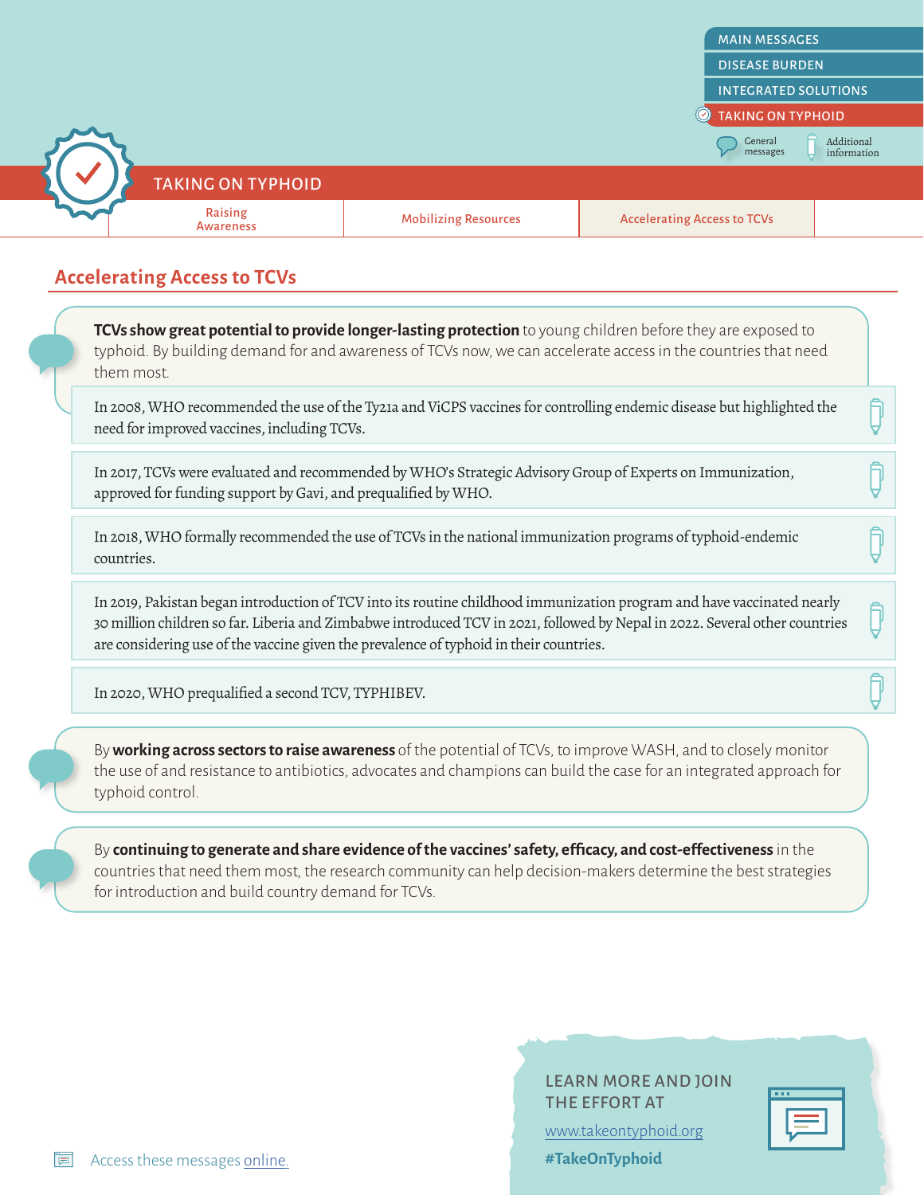# TAKING ON TYPHOID

Raising Awareness | Mobilizing Resources | Accelerating Access to TCVs

## Accelerating Access to TCVs

**TCVs show great potential to provide longer-lasting protection** to young children before they are exposed to typhoid. By building demand for and awareness of TCVs now, we can accelerate access in the countries that need them most.

In 2008, WHO recommended the use of the Ty21a and ViCPS vaccines for controlling endemic disease but highlighted the need for improved vaccines, including TCVs.

In 2017, TCVs were evaluated and recommended by WHO's Strategic Advisory Group of Experts on Immunization, approved for funding support by Gavi, and prequalified by WHO.

In 2018, WHO formally recommended the use of TCVs in the national immunization programs of typhoid-endemic countries.

In 2019, Pakistan began introduction of TCV into its routine childhood immunization program and have vaccinated nearly 30 million children so far. Liberia and Zimbabwe introduced TCV in 2021, followed by Nepal in 2022. Several other countries are considering use of the vaccine given the prevalence of typhoid in their countries.

In 2020, WHO prequalified a second TCV, TYPHIBEV.

By **working across sectors to raise awareness** of the potential of TCVs, to improve WASH, and to closely monitor the use of and resistance to antibiotics, advocates and champions can build the case for an integrated approach for typhoid control.

By **continuing to generate and share evidence of the vaccines' safety, efficacy, and cost-effectiveness** in the countries that need them most, the research community can help decision-makers determine the best strategies for introduction and build country demand for TCVs.

LEARN MORE AND JOIN THE EFFORT AT

www.takeontyphoid.org

**#TakeOnTyphoid**

Access these messages online.